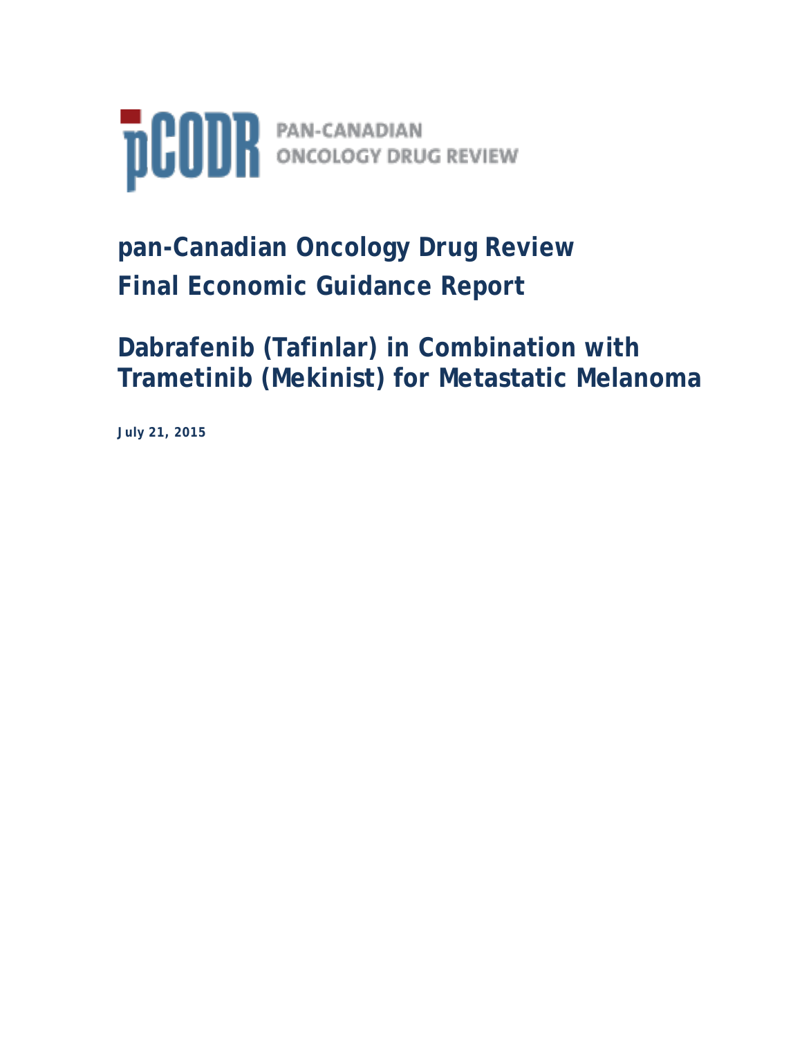pCODR PAN-CANADIAN ONCOLOGY DRUG REVIEW

# pan-Canadian Oncology Drug Review Final Economic Guidance Report

# Dabrafenib (Tafinlar) in Combination with Trametinib (Mekinist) for Metastatic Melanoma

**July 21, 2015**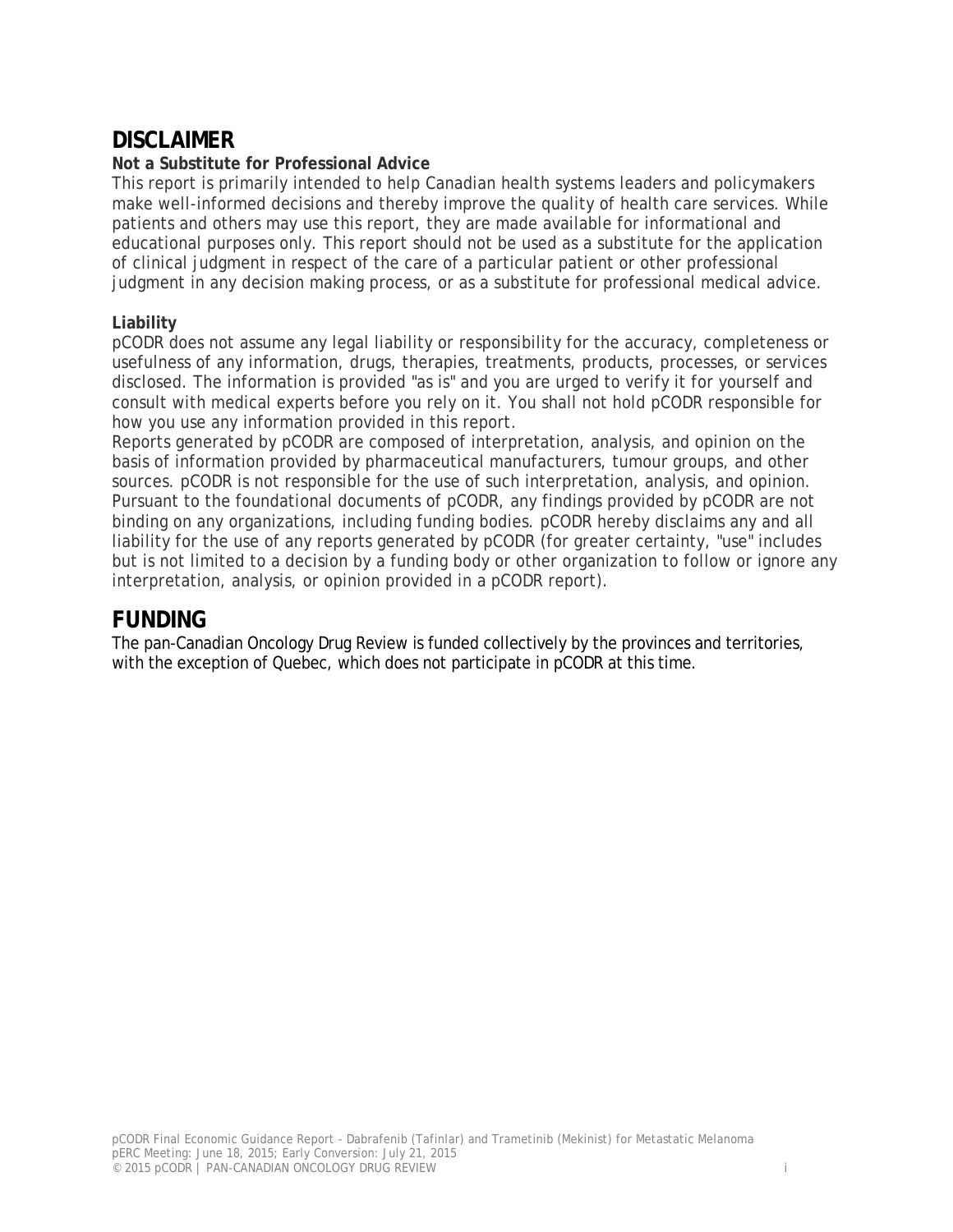## DISCLAIMER

**Not a Substitute for Professional Advice**

This report is primarily intended to help Canadian health systems leaders and policymakers make well-informed decisions and thereby improve the quality of health care services. While patients and others may use this report, they are made available for informational and educational purposes only. This report should not be used as a substitute for the application of clinical judgment in respect of the care of a particular patient or other professional judgment in any decision making process, or as a substitute for professional medical advice.

**Liability**

pCODR does not assume any legal liability or responsibility for the accuracy, completeness or usefulness of any information, drugs, therapies, treatments, products, processes, or services disclosed. The information is provided "as is" and you are urged to verify it for yourself and consult with medical experts before you rely on it. You shall not hold pCODR responsible for how you use any information provided in this report.

Reports generated by pCODR are composed of interpretation, analysis, and opinion on the basis of information provided by pharmaceutical manufacturers, tumour groups, and other sources. pCODR is not responsible for the use of such interpretation, analysis, and opinion. Pursuant to the foundational documents of pCODR, any findings provided by pCODR are not binding on any organizations, including funding bodies. pCODR hereby disclaims any and all liability for the use of any reports generated by pCODR (for greater certainty, "use" includes but is not limited to a decision by a funding body or other organization to follow or ignore any interpretation, analysis, or opinion provided in a pCODR report).

## FUNDING

The pan-Canadian Oncology Drug Review is funded collectively by the provinces and territories, with the exception of Quebec, which does not participate in pCODR at this time.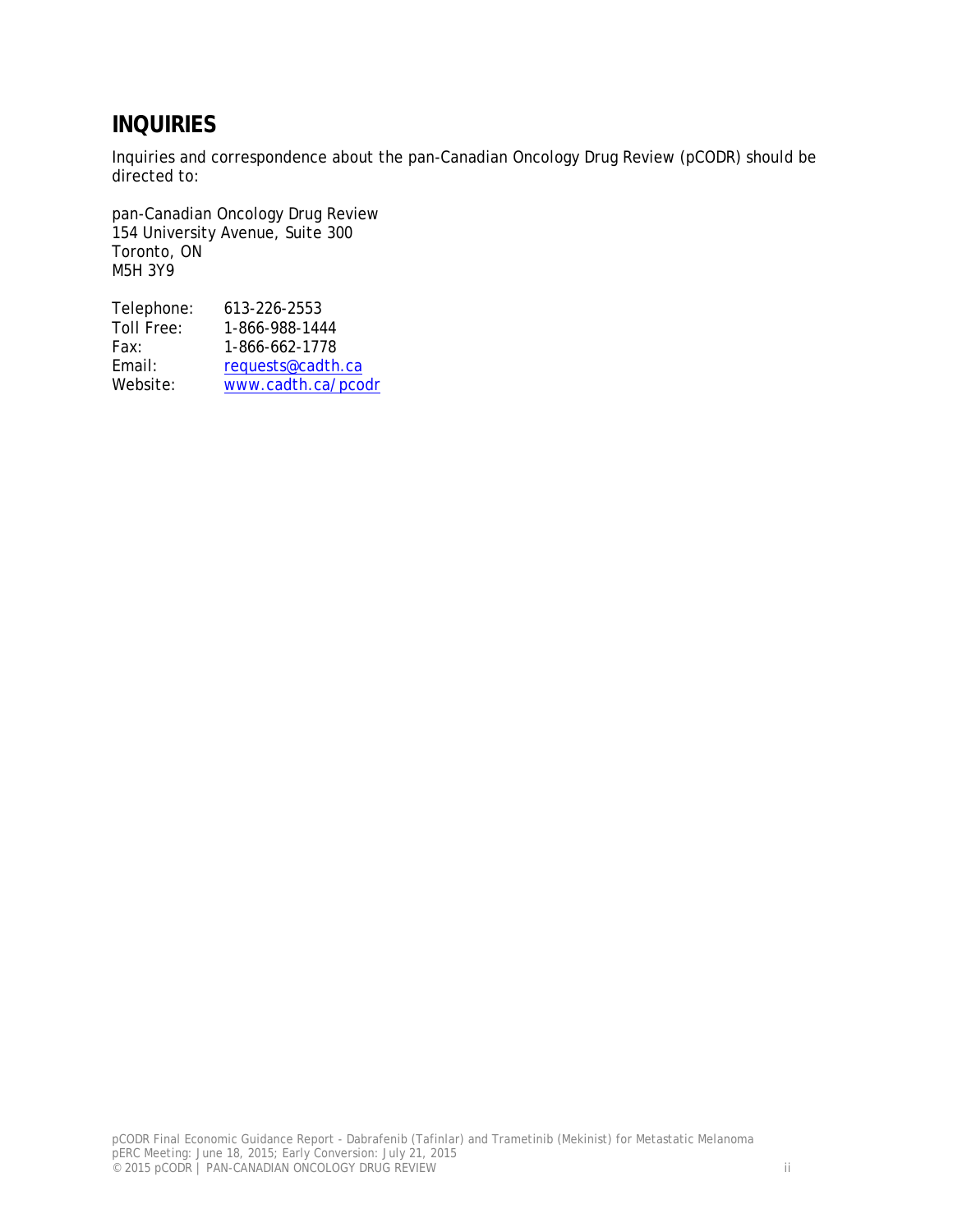# INQUIRIES

Inquiries and correspondence about the pan-Canadian Oncology Drug Review (pCODR) should be directed to:

pan-Canadian Oncology Drug Review
154 University Avenue, Suite 300
Toronto, ON
M5H 3Y9

| | |
|---|---|
| Telephone: | 613-226-2553 |
| Toll Free: | 1-866-988-1444 |
| Fax: | 1-866-662-1778 |
| Email: | requests@cadth.ca |
| Website: | www.cadth.ca/pcodr |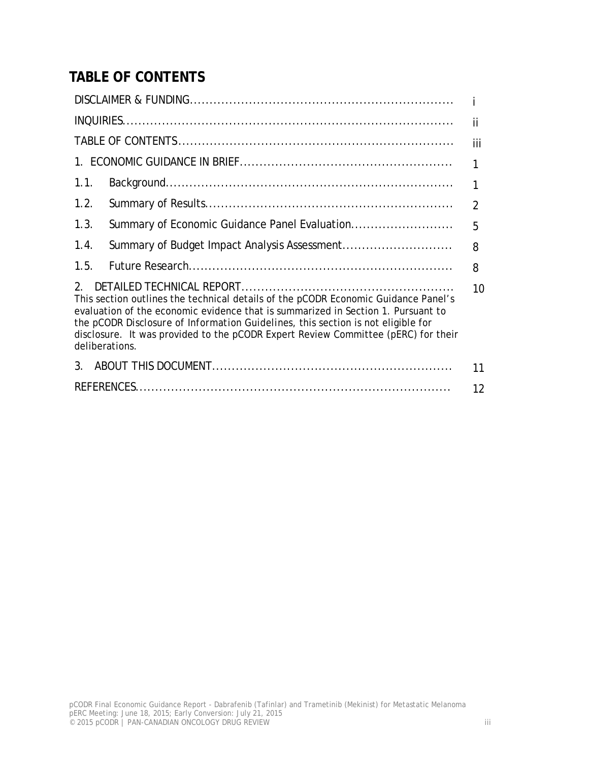# TABLE OF CONTENTS

| | |
|---|---|
| DISCLAIMER & FUNDING | i |
| INQUIRIES | ii |
| TABLE OF CONTENTS | iii |
| 1. ECONOMIC GUIDANCE IN BRIEF | 1 |
| 1.1. Background | 1 |
| 1.2. Summary of Results | 2 |
| 1.3. Summary of Economic Guidance Panel Evaluation | 5 |
| 1.4. Summary of Budget Impact Analysis Assessment | 8 |
| 1.5. Future Research | 8 |
| 2. DETAILED TECHNICAL REPORT<br>This section outlines the technical details of the pCODR Economic Guidance Panel's evaluation of the economic evidence that is summarized in Section 1. Pursuant to the pCODR Disclosure of Information Guidelines, this section is not eligible for disclosure. It was provided to the pCODR Expert Review Committee (pERC) for their deliberations. | 10 |
| 3. ABOUT THIS DOCUMENT | 11 |
| REFERENCES | 12 |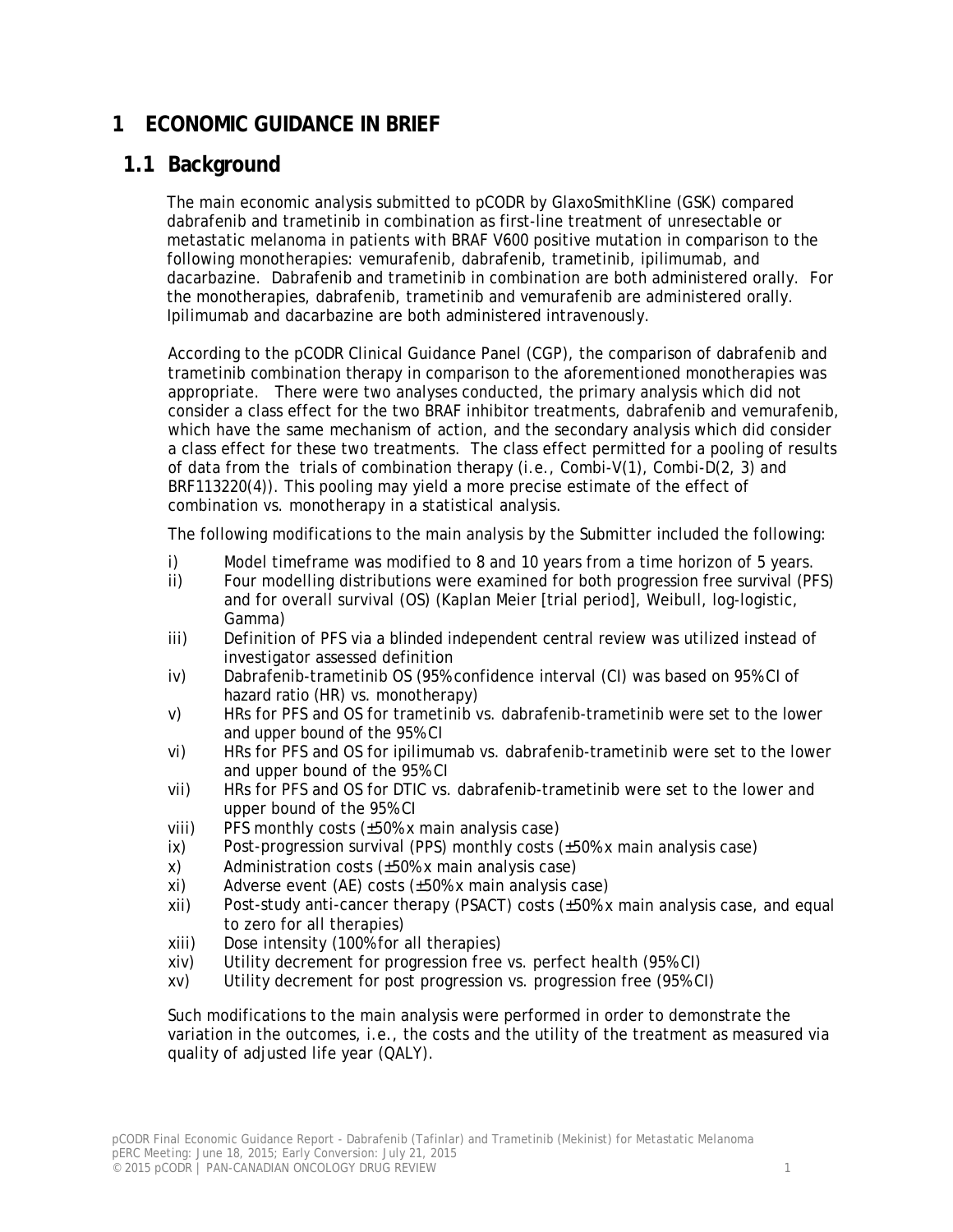# 1 ECONOMIC GUIDANCE IN BRIEF

## 1.1 Background

The main economic analysis submitted to pCODR by GlaxoSmithKline (GSK) compared dabrafenib and trametinib in combination as first-line treatment of unresectable or metastatic melanoma in patients with BRAF V600 positive mutation in comparison to the following monotherapies: vemurafenib, dabrafenib, trametinib, ipilimumab, and dacarbazine. Dabrafenib and trametinib in combination are both administered orally. For the monotherapies, dabrafenib, trametinib and vemurafenib are administered orally. Ipilimumab and dacarbazine are both administered intravenously.

According to the pCODR Clinical Guidance Panel (CGP), the comparison of dabrafenib and trametinib combination therapy in comparison to the aforementioned monotherapies was appropriate. There were two analyses conducted, the primary analysis which did not consider a class effect for the two BRAF inhibitor treatments, dabrafenib and vemurafenib, which have the same mechanism of action, and the secondary analysis which did consider a class effect for these two treatments. The class effect permitted for a pooling of results of data from the trials of combination therapy (i.e., Combi-V(1), Combi-D(2, 3) and BRF113220(4)). This pooling may yield a more precise estimate of the effect of combination vs. monotherapy in a statistical analysis.

The following modifications to the main analysis by the Submitter included the following:

i) Model timeframe was modified to 8 and 10 years from a time horizon of 5 years.
ii) Four modelling distributions were examined for both progression free survival (PFS) and for overall survival (OS) (Kaplan Meier [trial period], Weibull, log-logistic, Gamma)
iii) Definition of PFS via a blinded independent central review was utilized instead of investigator assessed definition
iv) Dabrafenib-trametinib OS (95% confidence interval (CI) was based on 95% CI of hazard ratio (HR) vs. monotherapy)
v) HRs for PFS and OS for trametinib vs. dabrafenib-trametinib were set to the lower and upper bound of the 95% CI
vi) HRs for PFS and OS for ipilimumab vs. dabrafenib-trametinib were set to the lower and upper bound of the 95% CI
vii) HRs for PFS and OS for DTIC vs. dabrafenib-trametinib were set to the lower and upper bound of the 95% CI
viii) PFS monthly costs (±50% x main analysis case)
ix) Post-progression survival (PPS) monthly costs (±50% x main analysis case)
x) Administration costs (±50% x main analysis case)
xi) Adverse event (AE) costs (±50% x main analysis case)
xii) Post-study anti-cancer therapy (PSACT) costs (±50% x main analysis case, and equal to zero for all therapies)
xiii) Dose intensity (100% for all therapies)
xiv) Utility decrement for progression free vs. perfect health (95% CI)
xv) Utility decrement for post progression vs. progression free (95% CI)

Such modifications to the main analysis were performed in order to demonstrate the variation in the outcomes, i.e., the costs and the utility of the treatment as measured via quality of adjusted life year (QALY).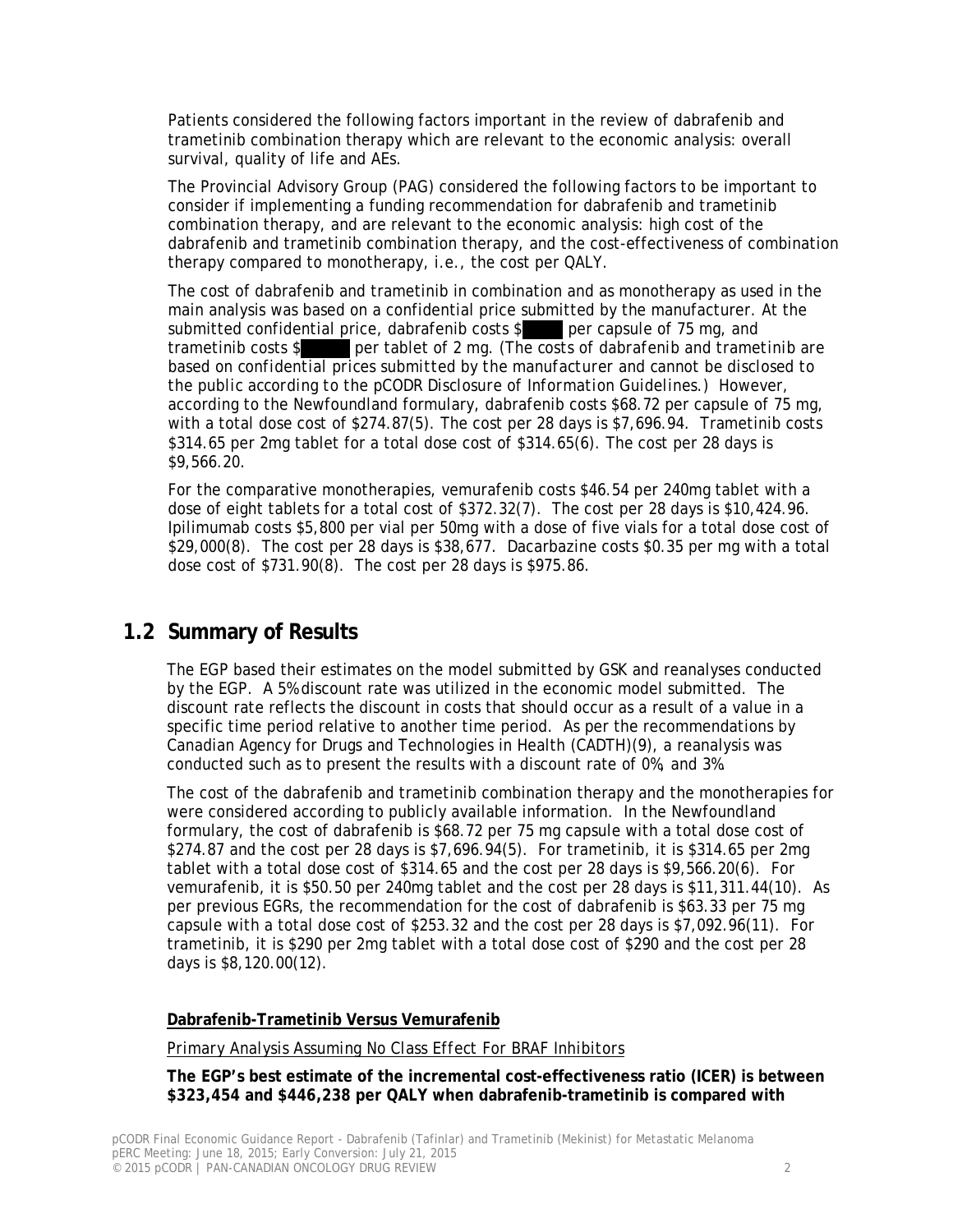Patients considered the following factors important in the review of dabrafenib and trametinib combination therapy which are relevant to the economic analysis: overall survival, quality of life and AEs.

The Provincial Advisory Group (PAG) considered the following factors to be important to consider if implementing a funding recommendation for dabrafenib and trametinib combination therapy, and are relevant to the economic analysis: high cost of the dabrafenib and trametinib combination therapy, and the cost-effectiveness of combination therapy compared to monotherapy, i.e., the cost per QALY.

The cost of dabrafenib and trametinib in combination and as monotherapy as used in the main analysis was based on a confidential price submitted by the manufacturer. At the submitted confidential price, dabrafenib costs $████ per capsule of 75 mg, and trametinib costs $█████ per tablet of 2 mg. *(The costs of dabrafenib and trametinib are based on confidential prices submitted by the manufacturer and cannot be disclosed to the public according to the pCODR Disclosure of Information Guidelines.)* However, according to the Newfoundland formulary, dabrafenib costs $68.72 per capsule of 75 mg, with a total dose cost of $274.87(5). The cost per 28 days is $7,696.94. Trametinib costs $314.65 per 2mg tablet for a total dose cost of $314.65(6). The cost per 28 days is $9,566.20.

For the comparative monotherapies, vemurafenib costs $46.54 per 240mg tablet with a dose of eight tablets for a total cost of $372.32(7). The cost per 28 days is $10,424.96. Ipilimumab costs $5,800 per vial per 50mg with a dose of five vials for a total dose cost of $29,000(8). The cost per 28 days is $38,677. Dacarbazine costs $0.35 per mg with a total dose cost of $731.90(8). The cost per 28 days is $975.86.

## 1.2 Summary of Results

The EGP based their estimates on the model submitted by GSK and reanalyses conducted by the EGP. A 5% discount rate was utilized in the economic model submitted. The discount rate reflects the discount in costs that should occur as a result of a value in a specific time period relative to another time period. As per the recommendations by Canadian Agency for Drugs and Technologies in Health (CADTH)(9), a reanalysis was conducted such as to present the results with a discount rate of 0%, and 3%.

The cost of the dabrafenib and trametinib combination therapy and the monotherapies for were considered according to publicly available information. In the Newfoundland formulary, the cost of dabrafenib is $68.72 per 75 mg capsule with a total dose cost of $274.87 and the cost per 28 days is $7,696.94(5). For trametinib, it is $314.65 per 2mg tablet with a total dose cost of $314.65 and the cost per 28 days is $9,566.20(6). For vemurafenib, it is $50.50 per 240mg tablet and the cost per 28 days is $11,311.44(10). As per previous EGRs, the recommendation for the cost of dabrafenib is $63.33 per 75 mg capsule with a total dose cost of $253.32 and the cost per 28 days is $7,092.96(11). For trametinib, it is $290 per 2mg tablet with a total dose cost of $290 and the cost per 28 days is $8,120.00(12).

**Dabrafenib-Trametinib Versus Vemurafenib**

*Primary Analysis Assuming No Class Effect For BRAF Inhibitors*

**The EGP's best estimate of the incremental cost-effectiveness ratio (ICER) is between $323,454 and $446,238 per QALY when dabrafenib-trametinib is compared with**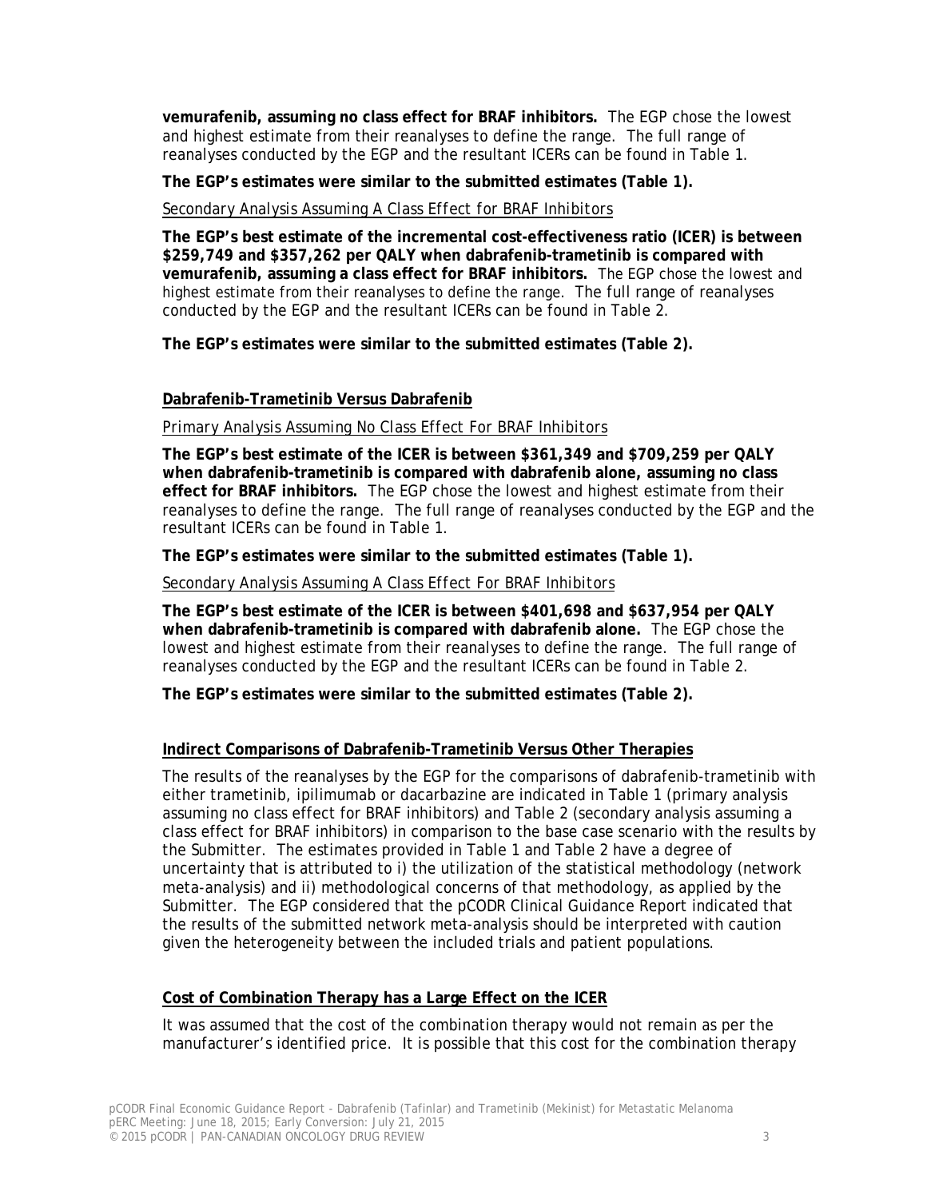**vemurafenib, assuming no class effect for BRAF inhibitors.** The EGP chose the lowest and highest estimate from their reanalyses to define the range. The full range of reanalyses conducted by the EGP and the resultant ICERs can be found in Table 1.

**The EGP's estimates were similar to the submitted estimates (Table 1).**

Secondary Analysis Assuming A Class Effect for BRAF Inhibitors

**The EGP's best estimate of the incremental cost-effectiveness ratio (ICER) is between \$259,749 and \$357,262 per QALY when dabrafenib-trametinib is compared with vemurafenib, assuming a class effect for BRAF inhibitors.** The EGP chose the lowest and highest estimate from their reanalyses to define the range. The full range of reanalyses conducted by the EGP and the resultant ICERs can be found in Table 2.

**The EGP's estimates were similar to the submitted estimates (Table 2).**

**Dabrafenib-Trametinib Versus Dabrafenib**

Primary Analysis Assuming No Class Effect For BRAF Inhibitors

**The EGP's best estimate of the ICER is between \$361,349 and \$709,259 per QALY when dabrafenib-trametinib is compared with dabrafenib alone, assuming no class effect for BRAF inhibitors.** The EGP chose the lowest and highest estimate from their reanalyses to define the range. The full range of reanalyses conducted by the EGP and the resultant ICERs can be found in Table 1.

**The EGP's estimates were similar to the submitted estimates (Table 1).**

Secondary Analysis Assuming A Class Effect For BRAF Inhibitors

**The EGP's best estimate of the ICER is between \$401,698 and \$637,954 per QALY when dabrafenib-trametinib is compared with dabrafenib alone.** The EGP chose the lowest and highest estimate from their reanalyses to define the range. The full range of reanalyses conducted by the EGP and the resultant ICERs can be found in Table 2.

**The EGP's estimates were similar to the submitted estimates (Table 2).**

**Indirect Comparisons of Dabrafenib-Trametinib Versus Other Therapies**

The results of the reanalyses by the EGP for the comparisons of dabrafenib-trametinib with either trametinib, ipilimumab or dacarbazine are indicated in Table 1 (primary analysis assuming no class effect for BRAF inhibitors) and Table 2 (secondary analysis assuming a class effect for BRAF inhibitors) in comparison to the base case scenario with the results by the Submitter. The estimates provided in Table 1 and Table 2 have a degree of uncertainty that is attributed to i) the utilization of the statistical methodology (network meta-analysis) and ii) methodological concerns of that methodology, as applied by the Submitter. The EGP considered that the pCODR Clinical Guidance Report indicated that the results of the submitted network meta-analysis should be interpreted with caution given the heterogeneity between the included trials and patient populations.

**Cost of Combination Therapy has a Large Effect on the ICER**

It was assumed that the cost of the combination therapy would not remain as per the manufacturer's identified price. It is possible that this cost for the combination therapy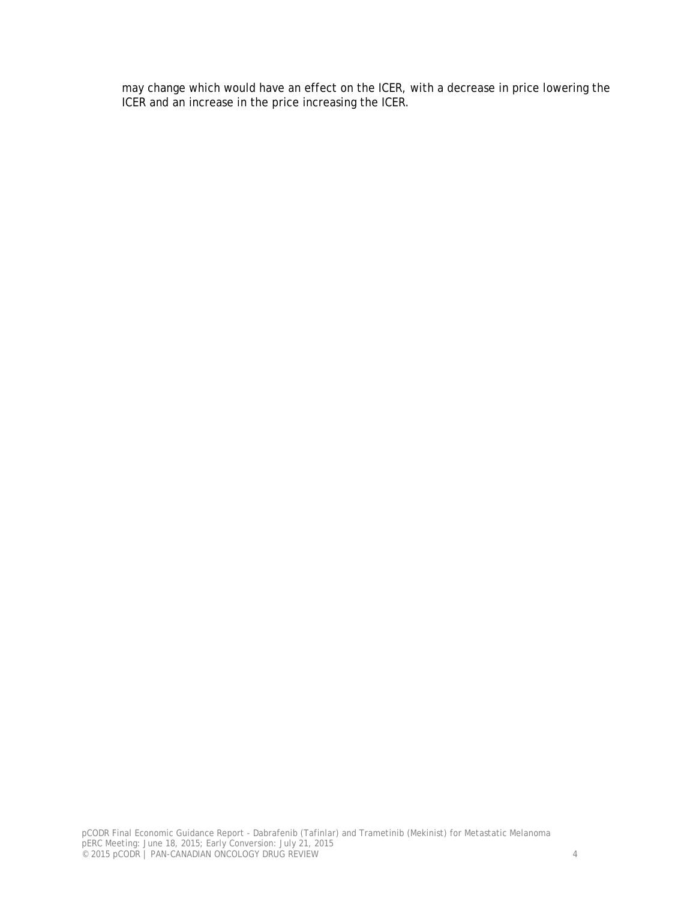may change which would have an effect on the ICER, with a decrease in price lowering the ICER and an increase in the price increasing the ICER.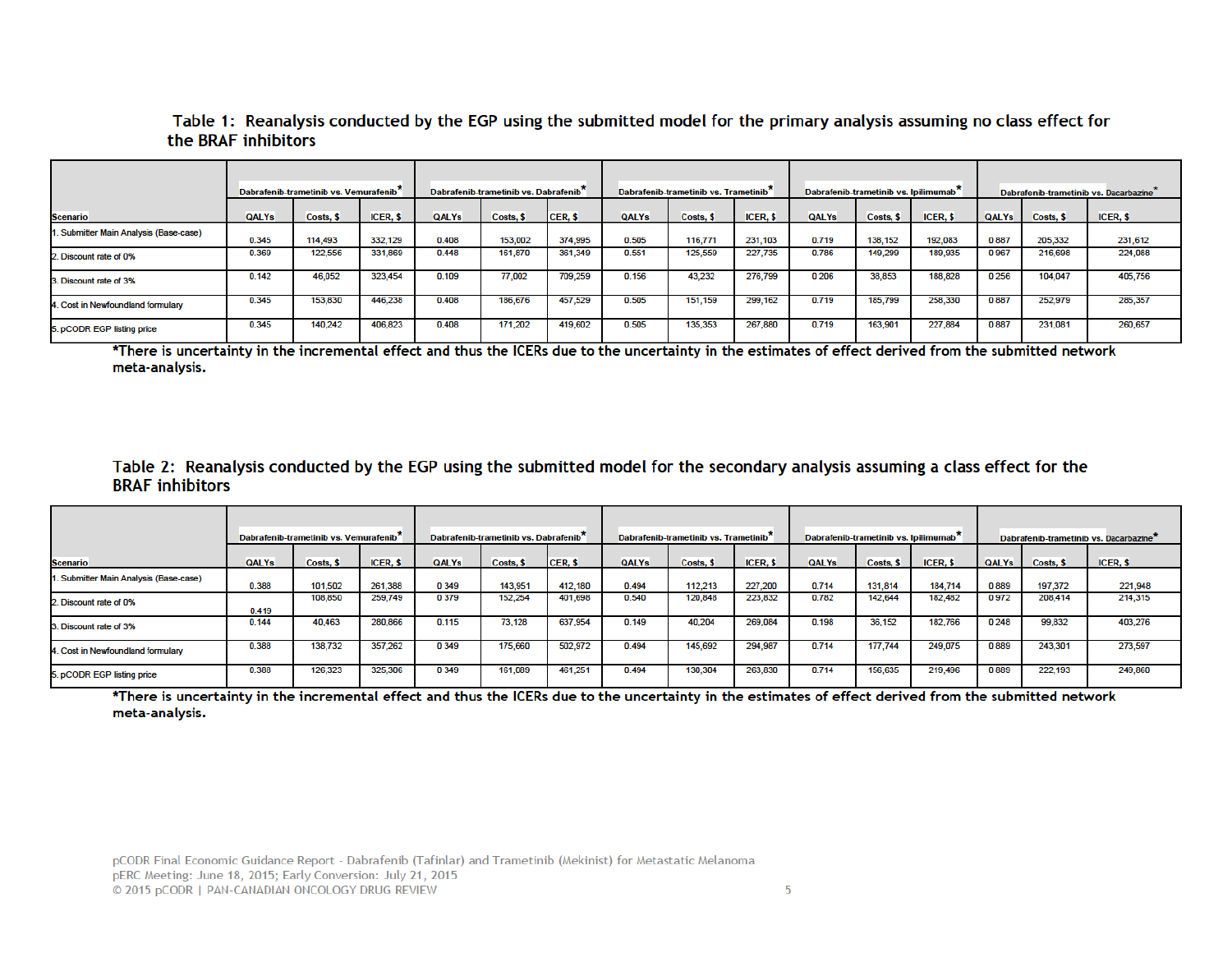Table 1: Reanalysis conducted by the EGP using the submitted model for the primary analysis assuming no class effect for the BRAF inhibitors

| | Dabrafenib-trametinib vs. Vemurafenib* | | | Dabrafenib-trametinib vs. Dabrafenib* | | | Dabrafenib-trametinib vs. Trametinib* | | | Dabrafenib-trametinib vs. Ipilimumab* | | | Dabrafenib-trametinib vs. Dacarbazine* | | |
|---|---|---|---|---|---|---|---|---|---|---|---|---|---|---|---|
| Scenario | QALYs | Costs, $ | ICER, $ | QALYs | Costs, $ | CER, $ | QALYs | Costs, $ | ICER, $ | QALYs | Costs, $ | ICER, $ | QALYs | Costs, $ | ICER, $ |
| 1. Submitter Main Analysis (Base-case) | 0.345 | 114,493 | 332,129 | 0.408 | 153,002 | 374,995 | 0.505 | 116,771 | 231,103 | 0.719 | 138,152 | 192,083 | 0.887 | 205,332 | 231,612 |
| 2. Discount rate of 0% | 0.369 | 122,556 | 331,869 | 0.448 | 161,870 | 361,349 | 0.551 | 125,559 | 227,735 | 0.786 | 149,299 | 189,935 | 0.967 | 216,698 | 224,088 |
| 3. Discount rate of 3% | 0.142 | 46,052 | 323,454 | 0.109 | 77,002 | 709,259 | 0.156 | 43,232 | 276,799 | 0.206 | 38,853 | 188,828 | 0.256 | 104,047 | 405,756 |
| 4. Cost in Newfoundland formulary | 0.345 | 153,830 | 446,238 | 0.408 | 186,676 | 457,529 | 0.505 | 151,159 | 299,162 | 0.719 | 185,799 | 258,330 | 0.887 | 252,979 | 285,357 |
| 5. pCODR EGP listing price | 0.345 | 140,242 | 406,823 | 0.408 | 171,202 | 419,602 | 0.505 | 135,353 | 267,880 | 0.719 | 163,901 | 227,884 | 0.887 | 231,081 | 260,657 |

*There is uncertainty in the incremental effect and thus the ICERs due to the uncertainty in the estimates of effect derived from the submitted network meta-analysis.

Table 2: Reanalysis conducted by the EGP using the submitted model for the secondary analysis assuming a class effect for the BRAF inhibitors

| | Dabrafenib-trametinib vs. Vemurafenib* | | | Dabrafenib-trametinib vs. Dabrafenib* | | | Dabrafenib-trametinib vs. Trametinib* | | | Dabrafenib-trametinib vs. Ipilimumab* | | | Dabrafenib-trametinib vs. Dacarbazine* | | |
|---|---|---|---|---|---|---|---|---|---|---|---|---|---|---|---|
| Scenario | QALYs | Costs, $ | ICER, $ | QALYs | Costs, $ | CER, $ | QALYs | Costs, $ | ICER, $ | QALYs | Costs, $ | ICER, $ | QALYs | Costs, $ | ICER, $ |
| 1. Submitter Main Analysis (Base-case) | 0.388 | 101,502 | 261,388 | 0.349 | 143,951 | 412,180 | 0.494 | 112,213 | 227,200 | 0.714 | 131,814 | 184,714 | 0.889 | 197,372 | 221,948 |
| 2. Discount rate of 0% | 0.419 | 108,850 | 259,749 | 0.379 | 152,254 | 401,698 | 0.540 | 120,848 | 223,832 | 0.782 | 142,644 | 182,482 | 0.972 | 208,414 | 214,315 |
| 3. Discount rate of 3% | 0.144 | 40,463 | 280,866 | 0.115 | 73,128 | 637,954 | 0.149 | 40,204 | 269,084 | 0.198 | 36,152 | 182,766 | 0.248 | 99,832 | 403,276 |
| 4. Cost in Newfoundland formulary | 0.388 | 138,732 | 357,262 | 0.349 | 175,660 | 502,972 | 0.494 | 145,692 | 294,987 | 0.714 | 177,744 | 249,075 | 0.889 | 243,301 | 273,597 |
| 5. pCODR EGP listing price | 0.388 | 126,323 | 325,306 | 0.349 | 161,089 | 461,251 | 0.494 | 130,304 | 263,830 | 0.714 | 156,635 | 219,496 | 0.889 | 222,193 | 249,860 |

*There is uncertainty in the incremental effect and thus the ICERs due to the uncertainty in the estimates of effect derived from the submitted network meta-analysis.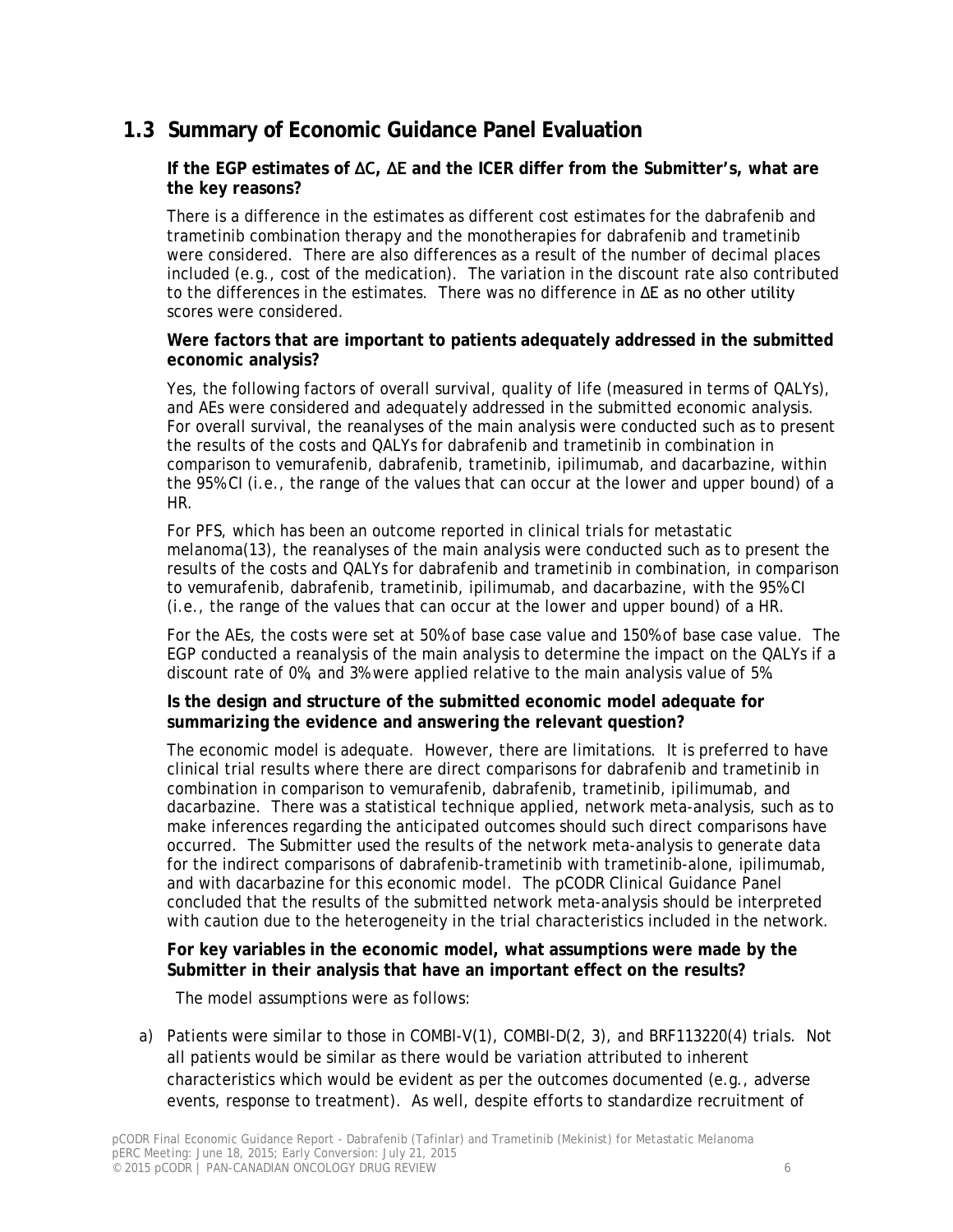## 1.3 Summary of Economic Guidance Panel Evaluation

**If the EGP estimates of ΔC, ΔE and the ICER differ from the Submitter's, what are the key reasons?**

There is a difference in the estimates as different cost estimates for the dabrafenib and trametinib combination therapy and the monotherapies for dabrafenib and trametinib were considered. There are also differences as a result of the number of decimal places included (e.g., cost of the medication). The variation in the discount rate also contributed to the differences in the estimates. There was no difference in ΔE as no other utility scores were considered.

**Were factors that are important to patients adequately addressed in the submitted economic analysis?**

Yes, the following factors of overall survival, quality of life (measured in terms of QALYs), and AEs were considered and adequately addressed in the submitted economic analysis. For overall survival, the reanalyses of the main analysis were conducted such as to present the results of the costs and QALYs for dabrafenib and trametinib in combination in comparison to vemurafenib, dabrafenib, trametinib, ipilimumab, and dacarbazine, within the 95% CI (i.e., the range of the values that can occur at the lower and upper bound) of a HR.

For PFS, which has been an outcome reported in clinical trials for metastatic melanoma(13), the reanalyses of the main analysis were conducted such as to present the results of the costs and QALYs for dabrafenib and trametinib in combination, in comparison to vemurafenib, dabrafenib, trametinib, ipilimumab, and dacarbazine, with the 95% CI (i.e., the range of the values that can occur at the lower and upper bound) of a HR.

For the AEs, the costs were set at 50% of base case value and 150% of base case value. The EGP conducted a reanalysis of the main analysis to determine the impact on the QALYs if a discount rate of 0%, and 3% were applied relative to the main analysis value of 5%.

**Is the design and structure of the submitted economic model adequate for summarizing the evidence and answering the relevant question?**

The economic model is adequate. However, there are limitations. It is preferred to have clinical trial results where there are direct comparisons for dabrafenib and trametinib in combination in comparison to vemurafenib, dabrafenib, trametinib, ipilimumab, and dacarbazine. There was a statistical technique applied, network meta-analysis, such as to make inferences regarding the anticipated outcomes should such direct comparisons have occurred. The Submitter used the results of the network meta-analysis to generate data for the indirect comparisons of dabrafenib-trametinib with trametinib-alone, ipilimumab, and with dacarbazine for this economic model. The pCODR Clinical Guidance Panel concluded that the results of the submitted network meta-analysis should be interpreted with caution due to the heterogeneity in the trial characteristics included in the network.

**For key variables in the economic model, what assumptions were made by the Submitter in their analysis that have an important effect on the results?**

The model assumptions were as follows:

a) Patients were similar to those in COMBI-V(1), COMBI-D(2, 3), and BRF113220(4) trials. Not all patients would be similar as there would be variation attributed to inherent characteristics which would be evident as per the outcomes documented (e.g., adverse events, response to treatment). As well, despite efforts to standardize recruitment of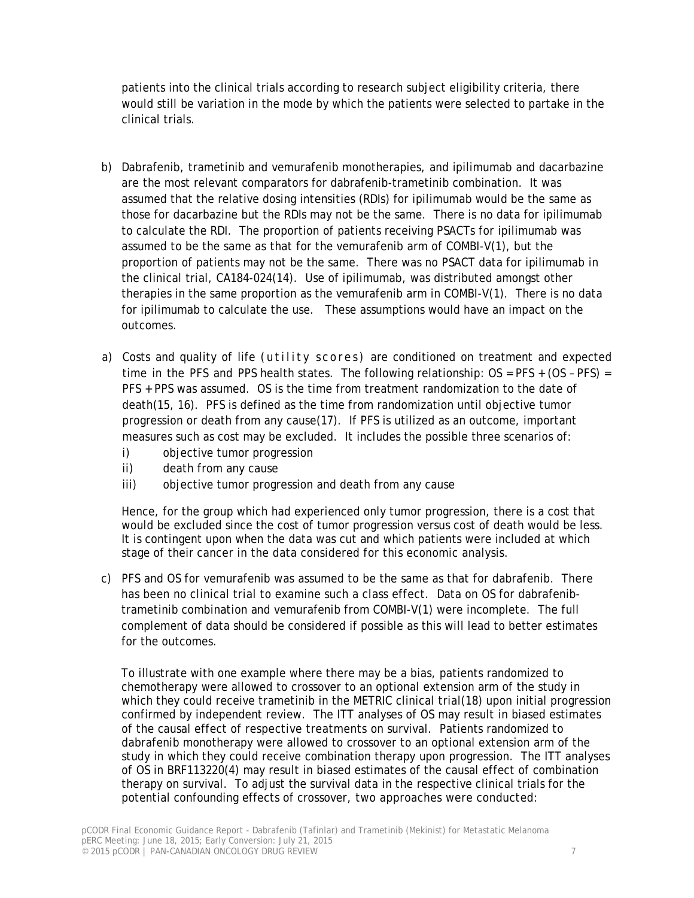patients into the clinical trials according to research subject eligibility criteria, there would still be variation in the mode by which the patients were selected to partake in the clinical trials.

b) Dabrafenib, trametinib and vemurafenib monotherapies, and ipilimumab and dacarbazine are the most relevant comparators for dabrafenib-trametinib combination. It was assumed that the relative dosing intensities (RDIs) for ipilimumab would be the same as those for dacarbazine but the RDIs may not be the same. There is no data for ipilimumab to calculate the RDI. The proportion of patients receiving PSACTs for ipilimumab was assumed to be the same as that for the vemurafenib arm of COMBI-V(1), but the proportion of patients may not be the same. There was no PSACT data for ipilimumab in the clinical trial, CA184-024(14). Use of ipilimumab, was distributed amongst other therapies in the same proportion as the vemurafenib arm in COMBI-V(1). There is no data for ipilimumab to calculate the use. These assumptions would have an impact on the outcomes.

a) Costs and quality of life (utility scores) are conditioned on treatment and expected time in the PFS and PPS health states. The following relationship: OS = PFS + (OS – PFS) = PFS + PPS was assumed. OS is the time from treatment randomization to the date of death(15, 16). PFS is defined as the time from randomization until objective tumor progression or death from any cause(17). If PFS is utilized as an outcome, important measures such as cost may be excluded. It includes the possible three scenarios of:
   i) objective tumor progression
   ii) death from any cause
   iii) objective tumor progression and death from any cause

   Hence, for the group which had experienced only tumor progression, there is a cost that would be excluded since the cost of tumor progression versus cost of death would be less. It is contingent upon when the data was cut and which patients were included at which stage of their cancer in the data considered for this economic analysis.

c) PFS and OS for vemurafenib was assumed to be the same as that for dabrafenib. There has been no clinical trial to examine such a class effect. Data on OS for dabrafenib-trametinib combination and vemurafenib from COMBI-V(1) were incomplete. The full complement of data should be considered if possible as this will lead to better estimates for the outcomes.

   To illustrate with one example where there may be a bias, patients randomized to chemotherapy were allowed to crossover to an optional extension arm of the study in which they could receive trametinib in the METRIC clinical trial(18) upon initial progression confirmed by independent review. The ITT analyses of OS may result in biased estimates of the causal effect of respective treatments on survival. Patients randomized to dabrafenib monotherapy were allowed to crossover to an optional extension arm of the study in which they could receive combination therapy upon progression. The ITT analyses of OS in BRF113220(4) may result in biased estimates of the causal effect of combination therapy on survival. To adjust the survival data in the respective clinical trials for the potential confounding effects of crossover, two approaches were conducted: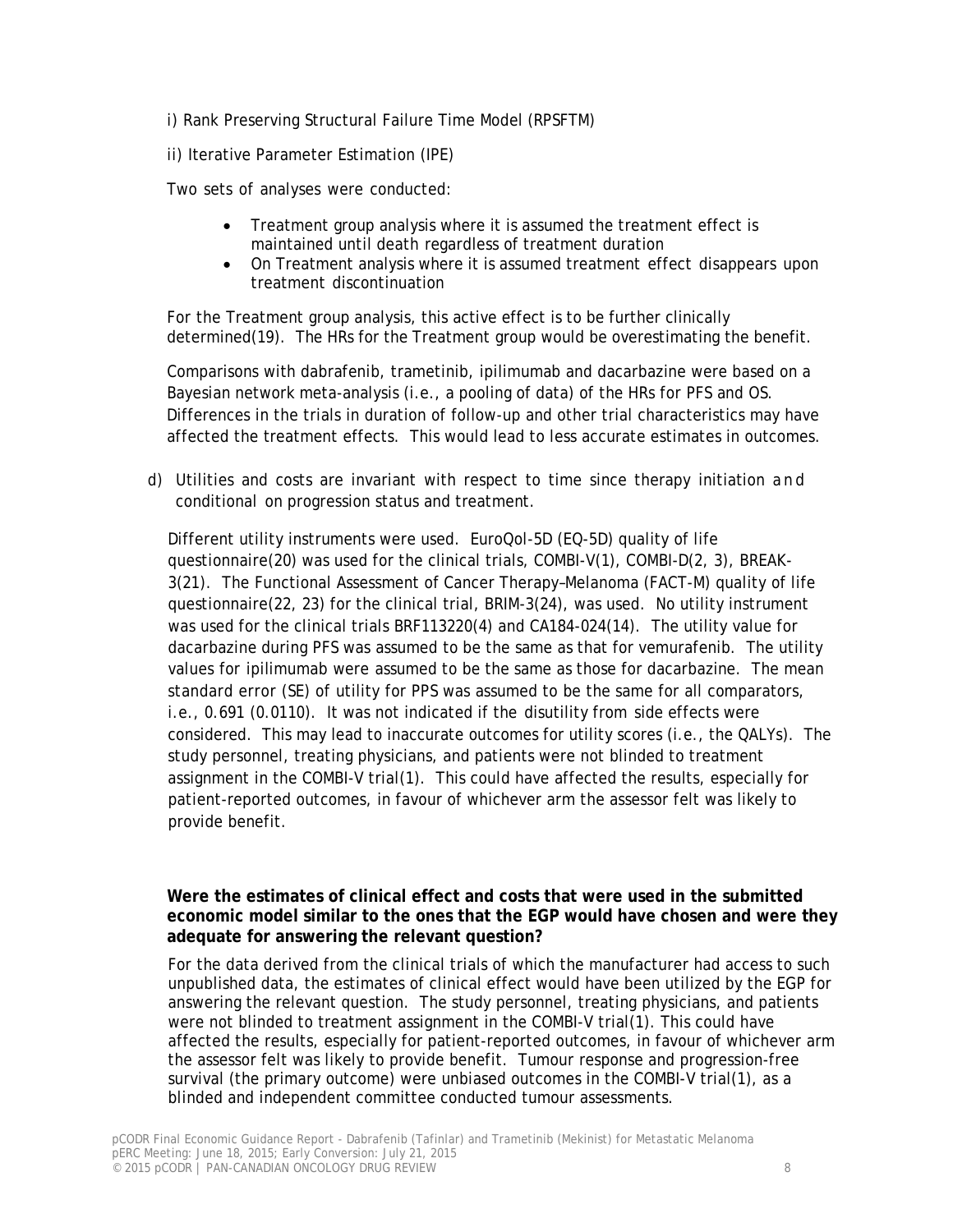i) Rank Preserving Structural Failure Time Model (RPSFTM)

ii) Iterative Parameter Estimation (IPE)

Two sets of analyses were conducted:

- Treatment group analysis where it is assumed the treatment effect is maintained until death regardless of treatment duration
- On Treatment analysis where it is assumed treatment effect disappears upon treatment discontinuation

For the Treatment group analysis, this active effect is to be further clinically determined(19). The HRs for the Treatment group would be overestimating the benefit.

Comparisons with dabrafenib, trametinib, ipilimumab and dacarbazine were based on a Bayesian network meta-analysis (i.e., a pooling of data) of the HRs for PFS and OS. Differences in the trials in duration of follow-up and other trial characteristics may have affected the treatment effects. This would lead to less accurate estimates in outcomes.

d) Utilities and costs are invariant with respect to time since therapy initiation and conditional on progression status and treatment.

Different utility instruments were used. EuroQol-5D (EQ-5D) quality of life questionnaire(20) was used for the clinical trials, COMBI-V(1), COMBI-D(2, 3), BREAK-3(21). The Functional Assessment of Cancer Therapy–Melanoma (FACT-M) quality of life questionnaire(22, 23) for the clinical trial, BRIM-3(24), was used. No utility instrument was used for the clinical trials BRF113220(4) and CA184-024(14). The utility value for dacarbazine during PFS was assumed to be the same as that for vemurafenib. The utility values for ipilimumab were assumed to be the same as those for dacarbazine. The mean standard error (SE) of utility for PPS was assumed to be the same for all comparators, i.e., 0.691 (0.0110). It was not indicated if the disutility from side effects were considered. This may lead to inaccurate outcomes for utility scores (i.e., the QALYs). The study personnel, treating physicians, and patients were not blinded to treatment assignment in the COMBI-V trial(1). This could have affected the results, especially for patient-reported outcomes, in favour of whichever arm the assessor felt was likely to provide benefit.

**Were the estimates of clinical effect and costs that were used in the submitted economic model similar to the ones that the EGP would have chosen and were they adequate for answering the relevant question?**

For the data derived from the clinical trials of which the manufacturer had access to such unpublished data, the estimates of clinical effect would have been utilized by the EGP for answering the relevant question. The study personnel, treating physicians, and patients were not blinded to treatment assignment in the COMBI-V trial(1). This could have affected the results, especially for patient-reported outcomes, in favour of whichever arm the assessor felt was likely to provide benefit. Tumour response and progression-free survival (the primary outcome) were unbiased outcomes in the COMBI-V trial(1), as a blinded and independent committee conducted tumour assessments.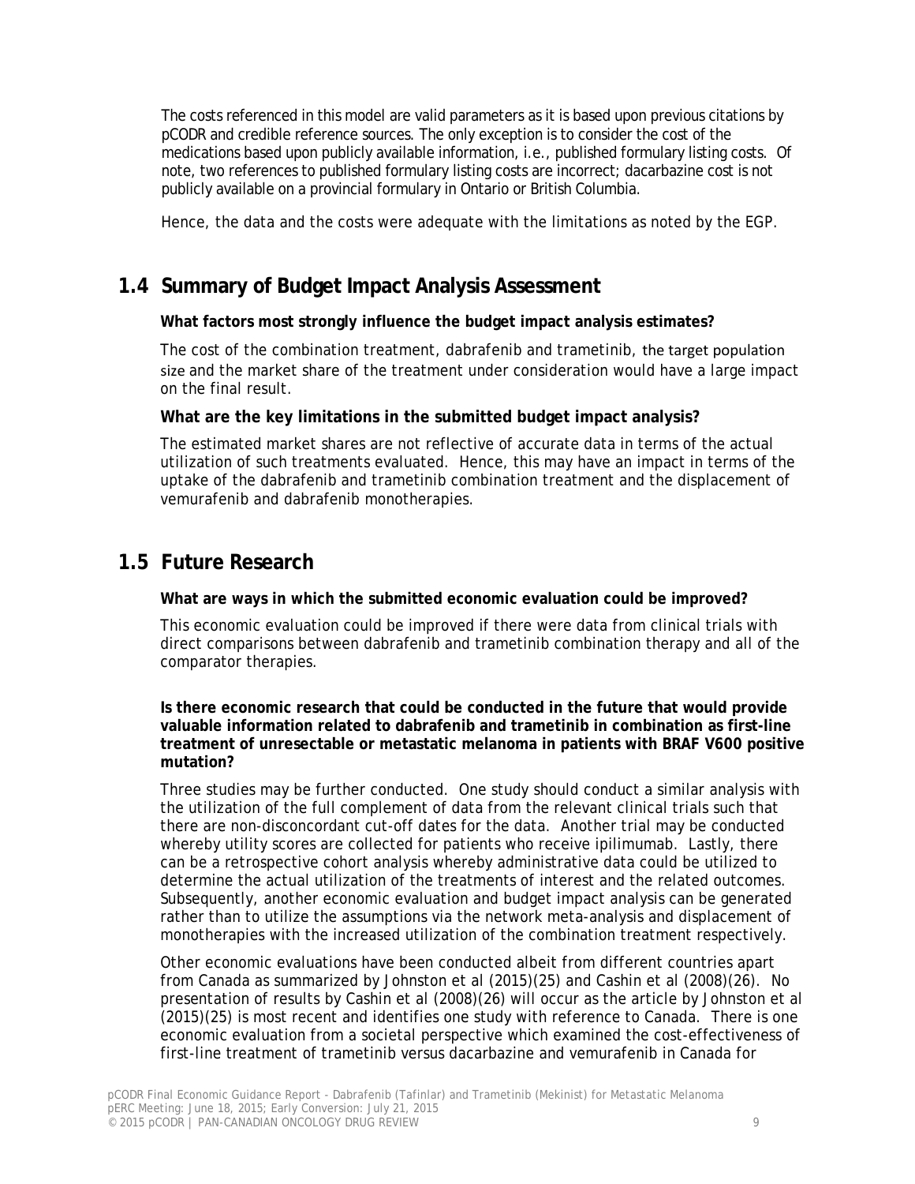The costs referenced in this model are valid parameters as it is based upon previous citations by pCODR and credible reference sources. The only exception is to consider the cost of the medications based upon publicly available information, i.e., published formulary listing costs. Of note, two references to published formulary listing costs are incorrect; dacarbazine cost is not publicly available on a provincial formulary in Ontario or British Columbia.

Hence, the data and the costs were adequate with the limitations as noted by the EGP.

## 1.4 Summary of Budget Impact Analysis Assessment

**What factors most strongly influence the budget impact analysis estimates?**

The cost of the combination treatment, dabrafenib and trametinib, the target population size and the market share of the treatment under consideration would have a large impact on the final result.

**What are the key limitations in the submitted budget impact analysis?**

The estimated market shares are not reflective of accurate data in terms of the actual utilization of such treatments evaluated. Hence, this may have an impact in terms of the uptake of the dabrafenib and trametinib combination treatment and the displacement of vemurafenib and dabrafenib monotherapies.

## 1.5 Future Research

**What are ways in which the submitted economic evaluation could be improved?**

This economic evaluation could be improved if there were data from clinical trials with direct comparisons between dabrafenib and trametinib combination therapy and all of the comparator therapies.

**Is there economic research that could be conducted in the future that would provide valuable information related to dabrafenib and trametinib in combination as first-line treatment of unresectable or metastatic melanoma in patients with BRAF V600 positive mutation?**

Three studies may be further conducted. One study should conduct a similar analysis with the utilization of the full complement of data from the relevant clinical trials such that there are non-disconcordant cut-off dates for the data. Another trial may be conducted whereby utility scores are collected for patients who receive ipilimumab. Lastly, there can be a retrospective cohort analysis whereby administrative data could be utilized to determine the actual utilization of the treatments of interest and the related outcomes. Subsequently, another economic evaluation and budget impact analysis can be generated rather than to utilize the assumptions via the network meta-analysis and displacement of monotherapies with the increased utilization of the combination treatment respectively.

Other economic evaluations have been conducted albeit from different countries apart from Canada as summarized by Johnston et al (2015)(25) and Cashin et al (2008)(26). No presentation of results by Cashin et al (2008)(26) will occur as the article by Johnston et al (2015)(25) is most recent and identifies one study with reference to Canada. There is one economic evaluation from a societal perspective which examined the cost-effectiveness of first-line treatment of trametinib versus dacarbazine and vemurafenib in Canada for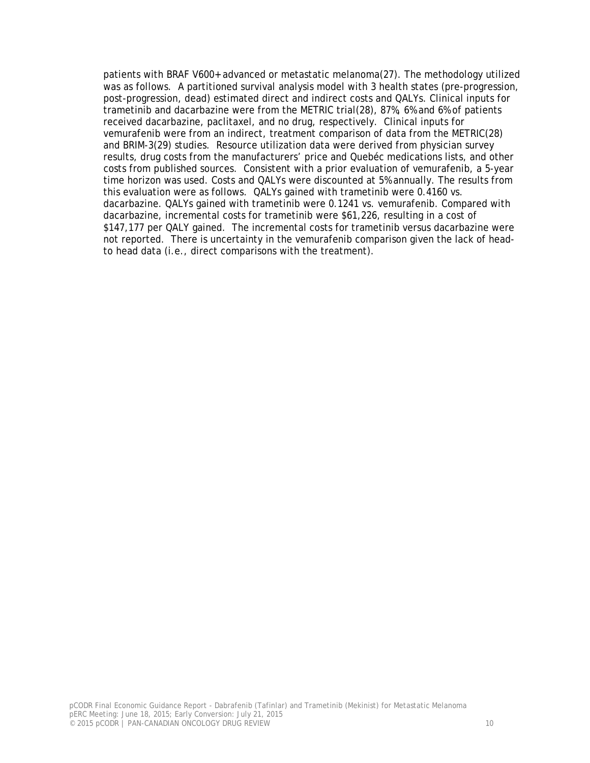patients with BRAF V600+ advanced or metastatic melanoma(27). The methodology utilized was as follows. A partitioned survival analysis model with 3 health states (pre-progression, post-progression, dead) estimated direct and indirect costs and QALYs. Clinical inputs for trametinib and dacarbazine were from the METRIC trial(28), 87%, 6% and 6% of patients received dacarbazine, paclitaxel, and no drug, respectively. Clinical inputs for vemurafenib were from an indirect, treatment comparison of data from the METRIC(28) and BRIM-3(29) studies. Resource utilization data were derived from physician survey results, drug costs from the manufacturers' price and Quebéc medications lists, and other costs from published sources. Consistent with a prior evaluation of vemurafenib, a 5-year time horizon was used. Costs and QALYs were discounted at 5% annually. The results from this evaluation were as follows. QALYs gained with trametinib were 0.4160 vs. dacarbazine. QALYs gained with trametinib were 0.1241 vs. vemurafenib. Compared with dacarbazine, incremental costs for trametinib were $61,226, resulting in a cost of $147,177 per QALY gained. The incremental costs for trametinib versus dacarbazine were not reported. There is uncertainty in the vemurafenib comparison given the lack of head-to head data (i.e., direct comparisons with the treatment).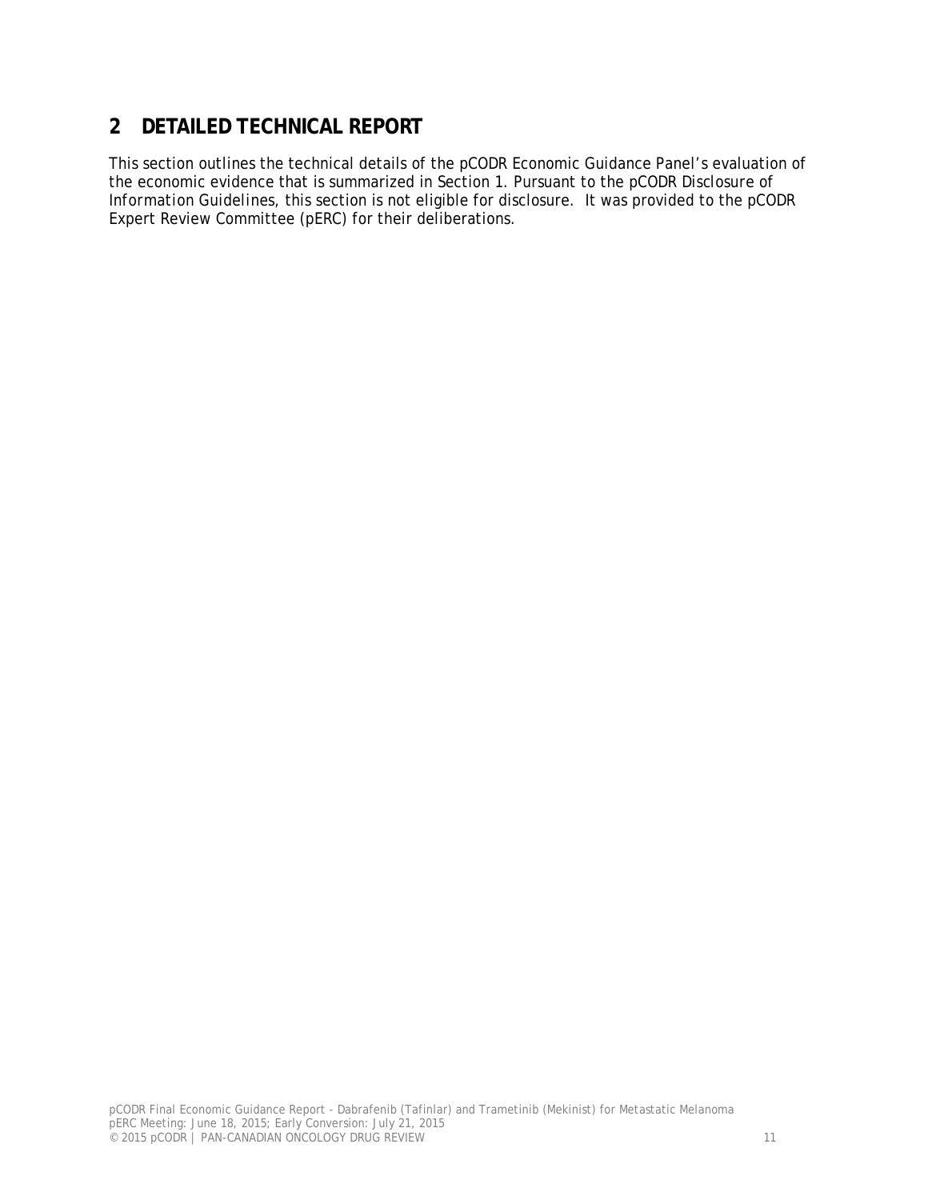## 2 DETAILED TECHNICAL REPORT

This section outlines the technical details of the pCODR Economic Guidance Panel's evaluation of the economic evidence that is summarized in Section 1. Pursuant to the pCODR Disclosure of Information Guidelines, this section is not eligible for disclosure. It was provided to the pCODR Expert Review Committee (pERC) for their deliberations.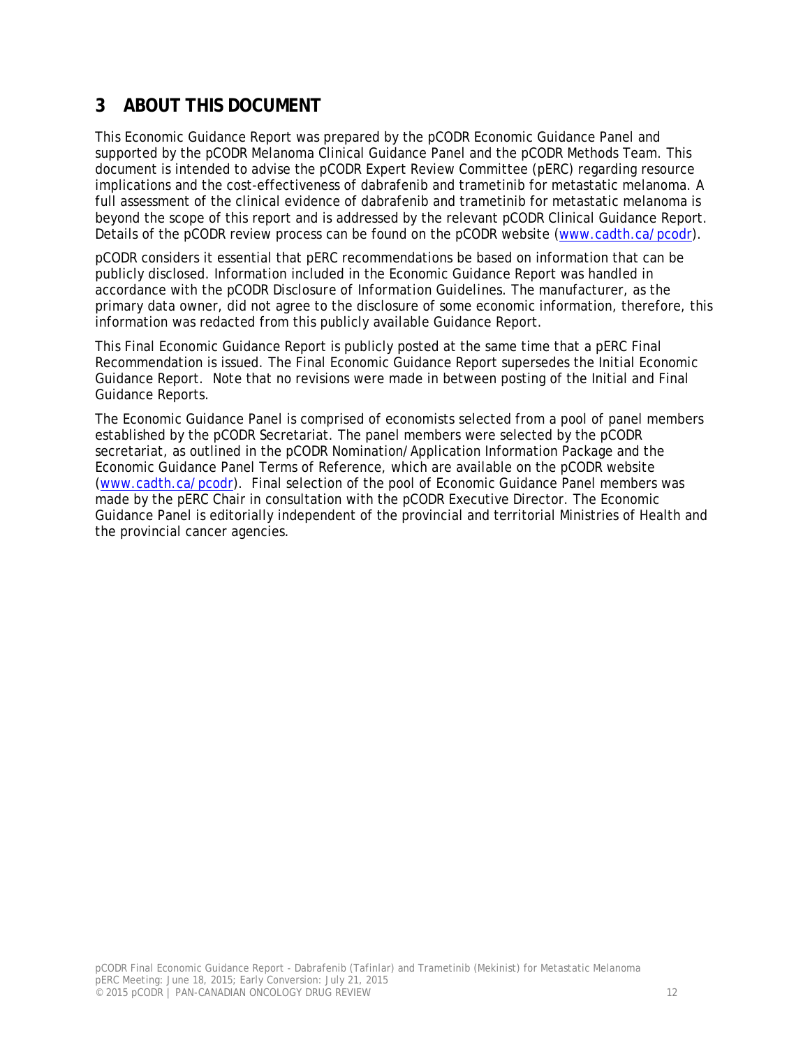## 3 ABOUT THIS DOCUMENT

This Economic Guidance Report was prepared by the pCODR Economic Guidance Panel and supported by the pCODR Melanoma Clinical Guidance Panel and the pCODR Methods Team. This document is intended to advise the pCODR Expert Review Committee (pERC) regarding resource implications and the cost-effectiveness of dabrafenib and trametinib for metastatic melanoma. A full assessment of the clinical evidence of dabrafenib and trametinib for metastatic melanoma is beyond the scope of this report and is addressed by the relevant pCODR Clinical Guidance Report. Details of the pCODR review process can be found on the pCODR website ([www.cadth.ca/pcodr](www.cadth.ca/pcodr)).

pCODR considers it essential that pERC recommendations be based on information that can be publicly disclosed. Information included in the Economic Guidance Report was handled in accordance with the *pCODR Disclosure of Information Guidelines*. The manufacturer, as the primary data owner, did not agree to the disclosure of some economic information, therefore, this information was redacted from this publicly available Guidance Report.

This Final Economic Guidance Report is publicly posted at the same time that a pERC Final Recommendation is issued. The Final Economic Guidance Report supersedes the Initial Economic Guidance Report. Note that no revisions were made in between posting of the Initial and Final Guidance Reports.

The Economic Guidance Panel is comprised of economists selected from a pool of panel members established by the pCODR Secretariat. The panel members were selected by the pCODR secretariat, as outlined in the *pCODR Nomination/Application Information Package* and the Economic Guidance Panel Terms of Reference, which are available on the pCODR website ([www.cadth.ca/pcodr](www.cadth.ca/pcodr)). Final selection of the pool of Economic Guidance Panel members was made by the pERC Chair in consultation with the pCODR Executive Director. The Economic Guidance Panel is editorially independent of the provincial and territorial Ministries of Health and the provincial cancer agencies.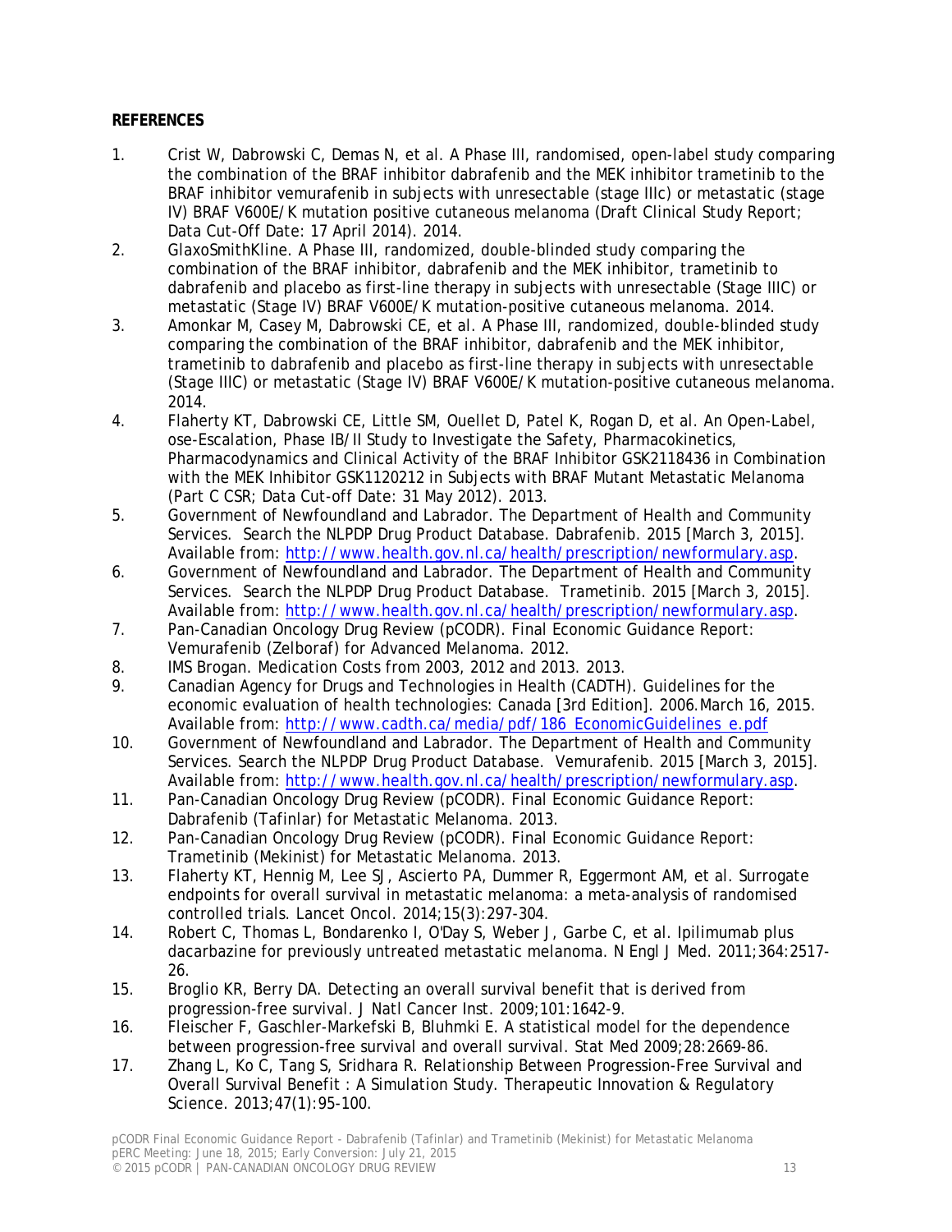**REFERENCES**

1. Crist W, Dabrowski C, Demas N, et al. A Phase III, randomised, open-label study comparing the combination of the BRAF inhibitor dabrafenib and the MEK inhibitor trametinib to the BRAF inhibitor vemurafenib in subjects with unresectable (stage IIIc) or metastatic (stage IV) BRAF V600E/K mutation positive cutaneous melanoma (Draft Clinical Study Report; Data Cut-Off Date: 17 April 2014). 2014.
2. GlaxoSmithKline. A Phase III, randomized, double-blinded study comparing the combination of the BRAF inhibitor, dabrafenib and the MEK inhibitor, trametinib to dabrafenib and placebo as first-line therapy in subjects with unresectable (Stage IIIC) or metastatic (Stage IV) BRAF V600E/K mutation-positive cutaneous melanoma. 2014.
3. Amonkar M, Casey M, Dabrowski CE, et al. A Phase III, randomized, double-blinded study comparing the combination of the BRAF inhibitor, dabrafenib and the MEK inhibitor, trametinib to dabrafenib and placebo as first-line therapy in subjects with unresectable (Stage IIIC) or metastatic (Stage IV) BRAF V600E/K mutation-positive cutaneous melanoma. 2014.
4. Flaherty KT, Dabrowski CE, Little SM, Ouellet D, Patel K, Rogan D, et al. An Open-Label, ose-Escalation, Phase IB/II Study to Investigate the Safety, Pharmacokinetics, Pharmacodynamics and Clinical Activity of the BRAF Inhibitor GSK2118436 in Combination with the MEK Inhibitor GSK1120212 in Subjects with BRAF Mutant Metastatic Melanoma (Part C CSR; Data Cut-off Date: 31 May 2012). 2013.
5. Government of Newfoundland and Labrador. The Department of Health and Community Services. Search the NLPDP Drug Product Database. Dabrafenib. 2015 [March 3, 2015]. Available from: http://www.health.gov.nl.ca/health/prescription/newformulary.asp.
6. Government of Newfoundland and Labrador. The Department of Health and Community Services. Search the NLPDP Drug Product Database. Trametinib. 2015 [March 3, 2015]. Available from: http://www.health.gov.nl.ca/health/prescription/newformulary.asp.
7. Pan-Canadian Oncology Drug Review (pCODR). Final Economic Guidance Report: Vemurafenib (Zelboraf) for Advanced Melanoma. 2012.
8. IMS Brogan. Medication Costs from 2003, 2012 and 2013. 2013.
9. Canadian Agency for Drugs and Technologies in Health (CADTH). Guidelines for the economic evaluation of health technologies: Canada [3rd Edition]. 2006.March 16, 2015. Available from: http://www.cadth.ca/media/pdf/186_EconomicGuidelines_e.pdf
10. Government of Newfoundland and Labrador. The Department of Health and Community Services. Search the NLPDP Drug Product Database. Vemurafenib. 2015 [March 3, 2015]. Available from: http://www.health.gov.nl.ca/health/prescription/newformulary.asp.
11. Pan-Canadian Oncology Drug Review (pCODR). Final Economic Guidance Report: Dabrafenib (Tafinlar) for Metastatic Melanoma. 2013.
12. Pan-Canadian Oncology Drug Review (pCODR). Final Economic Guidance Report: Trametinib (Mekinist) for Metastatic Melanoma. 2013.
13. Flaherty KT, Hennig M, Lee SJ, Ascierto PA, Dummer R, Eggermont AM, et al. Surrogate endpoints for overall survival in metastatic melanoma: a meta-analysis of randomised controlled trials. Lancet Oncol. 2014;15(3):297-304.
14. Robert C, Thomas L, Bondarenko I, O'Day S, Weber J, Garbe C, et al. Ipilimumab plus dacarbazine for previously untreated metastatic melanoma. N Engl J Med. 2011;364:2517-26.
15. Broglio KR, Berry DA. Detecting an overall survival benefit that is derived from progression-free survival. J Natl Cancer Inst. 2009;101:1642-9.
16. Fleischer F, Gaschler-Markefski B, Bluhmki E. A statistical model for the dependence between progression-free survival and overall survival. Stat Med 2009;28:2669-86.
17. Zhang L, Ko C, Tang S, Sridhara R. Relationship Between Progression-Free Survival and Overall Survival Benefit : A Simulation Study. Therapeutic Innovation & Regulatory Science. 2013;47(1):95-100.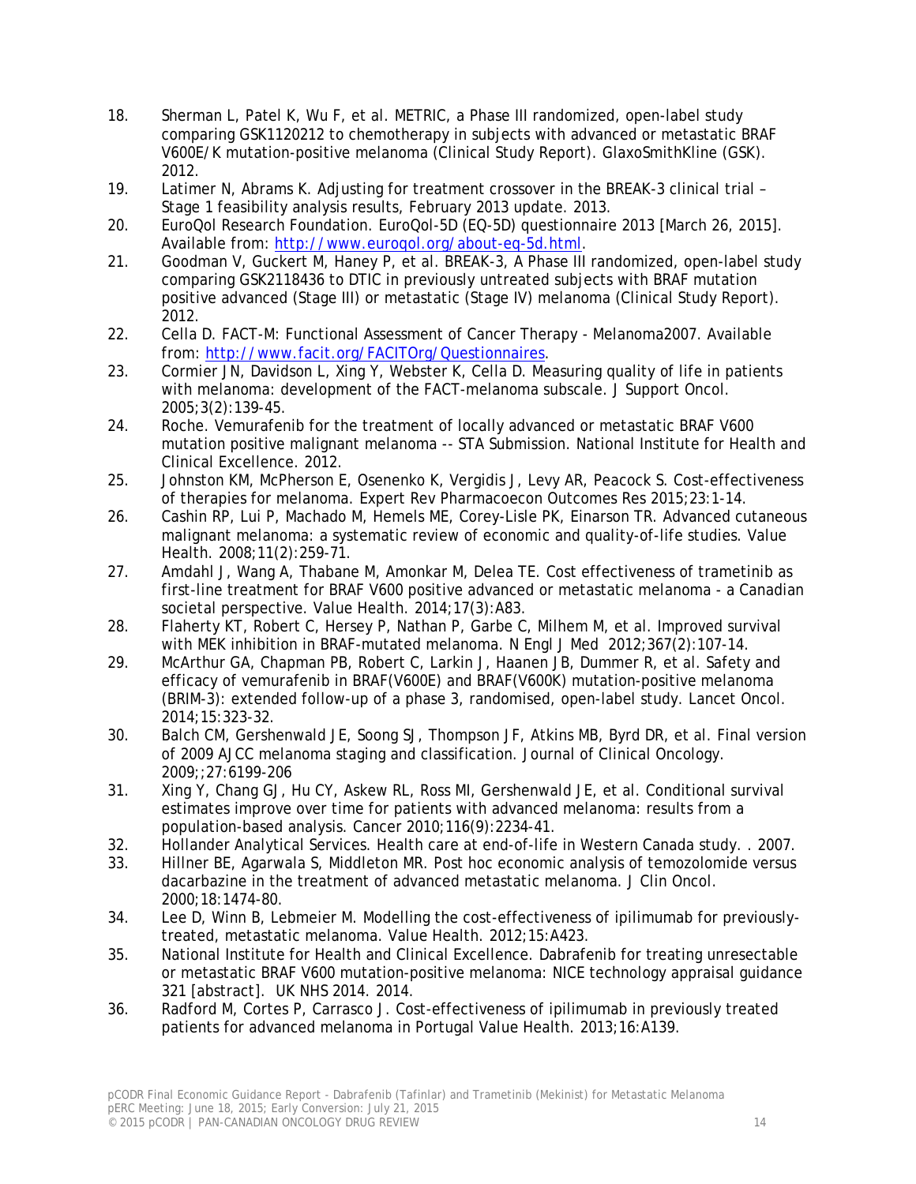18. Sherman L, Patel K, Wu F, et al. METRIC, a Phase III randomized, open-label study comparing GSK1120212 to chemotherapy in subjects with advanced or metastatic BRAF V600E/K mutation-positive melanoma (Clinical Study Report). GlaxoSmithKline (GSK). 2012.
19. Latimer N, Abrams K. Adjusting for treatment crossover in the BREAK-3 clinical trial – Stage 1 feasibility analysis results, February 2013 update. 2013.
20. EuroQol Research Foundation. EuroQol-5D (EQ-5D) questionnaire 2013 [March 26, 2015]. Available from: http://www.euroqol.org/about-eq-5d.html.
21. Goodman V, Guckert M, Haney P, et al. BREAK-3, A Phase III randomized, open-label study comparing GSK2118436 to DTIC in previously untreated subjects with BRAF mutation positive advanced (Stage III) or metastatic (Stage IV) melanoma (Clinical Study Report). 2012.
22. Cella D. FACT-M: Functional Assessment of Cancer Therapy - Melanoma2007. Available from: http://www.facit.org/FACITOrg/Questionnaires.
23. Cormier JN, Davidson L, Xing Y, Webster K, Cella D. Measuring quality of life in patients with melanoma: development of the FACT-melanoma subscale. J Support Oncol. 2005;3(2):139-45.
24. Roche. Vemurafenib for the treatment of locally advanced or metastatic BRAF V600 mutation positive malignant melanoma -- STA Submission. National Institute for Health and Clinical Excellence. 2012.
25. Johnston KM, McPherson E, Osenenko K, Vergidis J, Levy AR, Peacock S. Cost-effectiveness of therapies for melanoma. Expert Rev Pharmacoecon Outcomes Res 2015;23:1-14.
26. Cashin RP, Lui P, Machado M, Hemels ME, Corey-Lisle PK, Einarson TR. Advanced cutaneous malignant melanoma: a systematic review of economic and quality-of-life studies. Value Health. 2008;11(2):259-71.
27. Amdahl J, Wang A, Thabane M, Amonkar M, Delea TE. Cost effectiveness of trametinib as first-line treatment for BRAF V600 positive advanced or metastatic melanoma - a Canadian societal perspective. Value Health. 2014;17(3):A83.
28. Flaherty KT, Robert C, Hersey P, Nathan P, Garbe C, Milhem M, et al. Improved survival with MEK inhibition in BRAF-mutated melanoma. N Engl J Med 2012;367(2):107-14.
29. McArthur GA, Chapman PB, Robert C, Larkin J, Haanen JB, Dummer R, et al. Safety and efficacy of vemurafenib in BRAF(V600E) and BRAF(V600K) mutation-positive melanoma (BRIM-3): extended follow-up of a phase 3, randomised, open-label study. Lancet Oncol. 2014;15:323-32.
30. Balch CM, Gershenwald JE, Soong SJ, Thompson JF, Atkins MB, Byrd DR, et al. Final version of 2009 AJCC melanoma staging and classification. Journal of Clinical Oncology. 2009;;27:6199-206
31. Xing Y, Chang GJ, Hu CY, Askew RL, Ross MI, Gershenwald JE, et al. Conditional survival estimates improve over time for patients with advanced melanoma: results from a population-based analysis. Cancer 2010;116(9):2234-41.
32. Hollander Analytical Services. Health care at end-of-life in Western Canada study. . 2007.
33. Hillner BE, Agarwala S, Middleton MR. Post hoc economic analysis of temozolomide versus dacarbazine in the treatment of advanced metastatic melanoma. J Clin Oncol. 2000;18:1474-80.
34. Lee D, Winn B, Lebmeier M. Modelling the cost-effectiveness of ipilimumab for previously-treated, metastatic melanoma. Value Health. 2012;15:A423.
35. National Institute for Health and Clinical Excellence. Dabrafenib for treating unresectable or metastatic BRAF V600 mutation-positive melanoma: NICE technology appraisal guidance 321 [abstract]. UK NHS 2014. 2014.
36. Radford M, Cortes P, Carrasco J. Cost-effectiveness of ipilimumab in previously treated patients for advanced melanoma in Portugal Value Health. 2013;16:A139.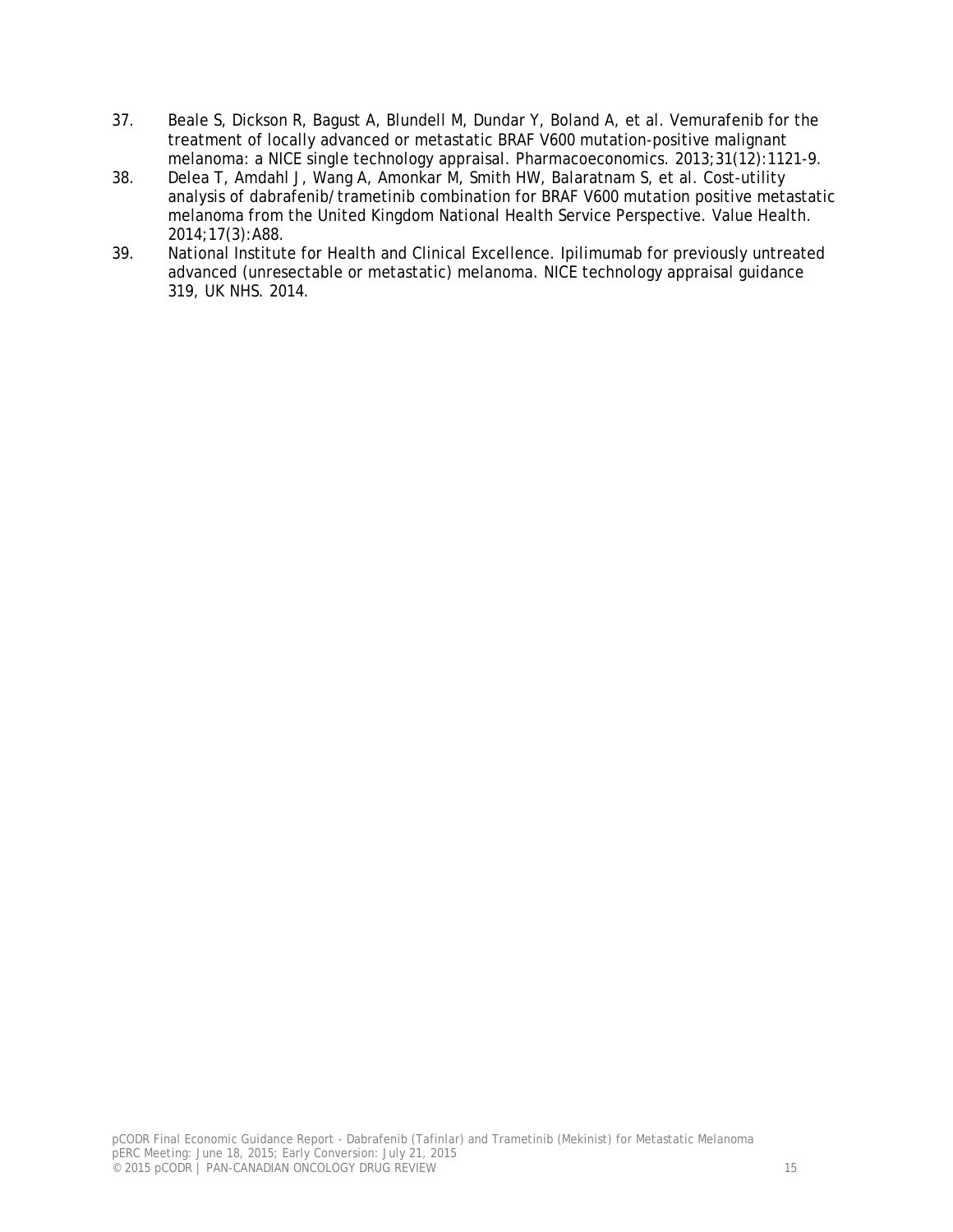37. Beale S, Dickson R, Bagust A, Blundell M, Dundar Y, Boland A, et al. Vemurafenib for the treatment of locally advanced or metastatic BRAF V600 mutation-positive malignant melanoma: a NICE single technology appraisal. Pharmacoeconomics. 2013;31(12):1121-9.
38. Delea T, Amdahl J, Wang A, Amonkar M, Smith HW, Balaratnam S, et al. Cost-utility analysis of dabrafenib/trametinib combination for BRAF V600 mutation positive metastatic melanoma from the United Kingdom National Health Service Perspective. Value Health. 2014;17(3):A88.
39. National Institute for Health and Clinical Excellence. Ipilimumab for previously untreated advanced (unresectable or metastatic) melanoma. NICE technology appraisal guidance 319, UK NHS. 2014.